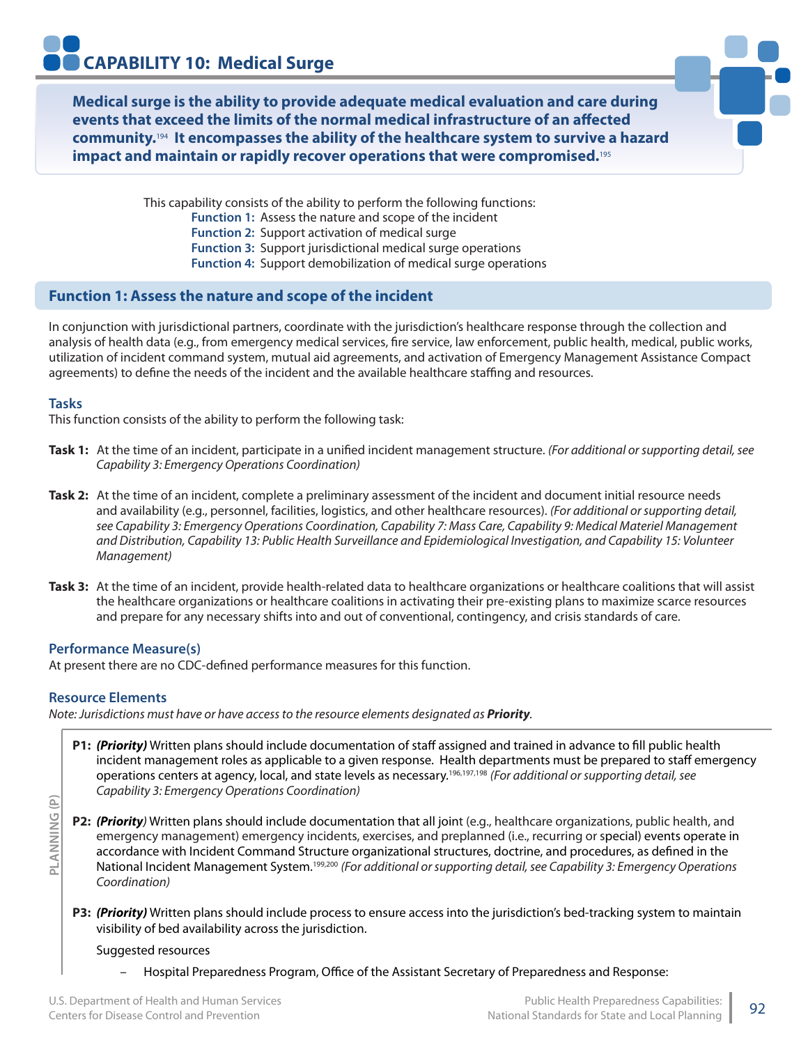# CAPABILITY 10: Medical Surge

**Medical surge is the ability to provide adequate medical evaluation and care during events that exceed the limits of the normal medical infrastructure of an affected community.[194] It encompasses the ability of the healthcare system to survive a hazard impact and maintain or rapidly recover operations that were compromised.[195]**

This capability consists of the ability to perform the following functions:

- **Function 1:** Assess the nature and scope of the incident
- **Function 2:** Support activation of medical surge
- **Function 3:** Support jurisdictional medical surge operations
- **Function 4:** Support demobilization of medical surge operations

## Function 1: Assess the nature and scope of the incident

In conjunction with jurisdictional partners, coordinate with the jurisdiction's healthcare response through the collection and analysis of health data (e.g., from emergency medical services, fire service, law enforcement, public health, medical, public works, utilization of incident command system, mutual aid agreements, and activation of Emergency Management Assistance Compact agreements) to define the needs of the incident and the available healthcare staffing and resources.

### Tasks

This function consists of the ability to perform the following task:

**Task 1:** At the time of an incident, participate in a unified incident management structure. *(For additional or supporting detail, see Capability 3: Emergency Operations Coordination)*

**Task 2:** At the time of an incident, complete a preliminary assessment of the incident and document initial resource needs and availability (e.g., personnel, facilities, logistics, and other healthcare resources). *(For additional or supporting detail, see Capability 3: Emergency Operations Coordination, Capability 7: Mass Care, Capability 9: Medical Materiel Management and Distribution, Capability 13: Public Health Surveillance and Epidemiological Investigation, and Capability 15: Volunteer Management)*

**Task 3:** At the time of an incident, provide health-related data to healthcare organizations or healthcare coalitions that will assist the healthcare organizations or healthcare coalitions in activating their pre-existing plans to maximize scarce resources and prepare for any necessary shifts into and out of conventional, contingency, and crisis standards of care.

### Performance Measure(s)

At present there are no CDC-defined performance measures for this function.

### Resource Elements

*Note: Jurisdictions must have or have access to the resource elements designated as **Priority**.*

PLANNING (P)

**P1:** ***(Priority)*** Written plans should include documentation of staff assigned and trained in advance to fill public health incident management roles as applicable to a given response. Health departments must be prepared to staff emergency operations centers at agency, local, and state levels as necessary.[196,197,198] *(For additional or supporting detail, see Capability 3: Emergency Operations Coordination)*

**P2:** ***(Priority)*** Written plans should include documentation that all joint (e.g., healthcare organizations, public health, and emergency management) emergency incidents, exercises, and preplanned (i.e., recurring or special) events operate in accordance with Incident Command Structure organizational structures, doctrine, and procedures, as defined in the National Incident Management System.[199,200] *(For additional or supporting detail, see Capability 3: Emergency Operations Coordination)*

**P3:** ***(Priority)*** Written plans should include process to ensure access into the jurisdiction's bed-tracking system to maintain visibility of bed availability across the jurisdiction.

Suggested resources

- Hospital Preparedness Program, Office of the Assistant Secretary of Preparedness and Response: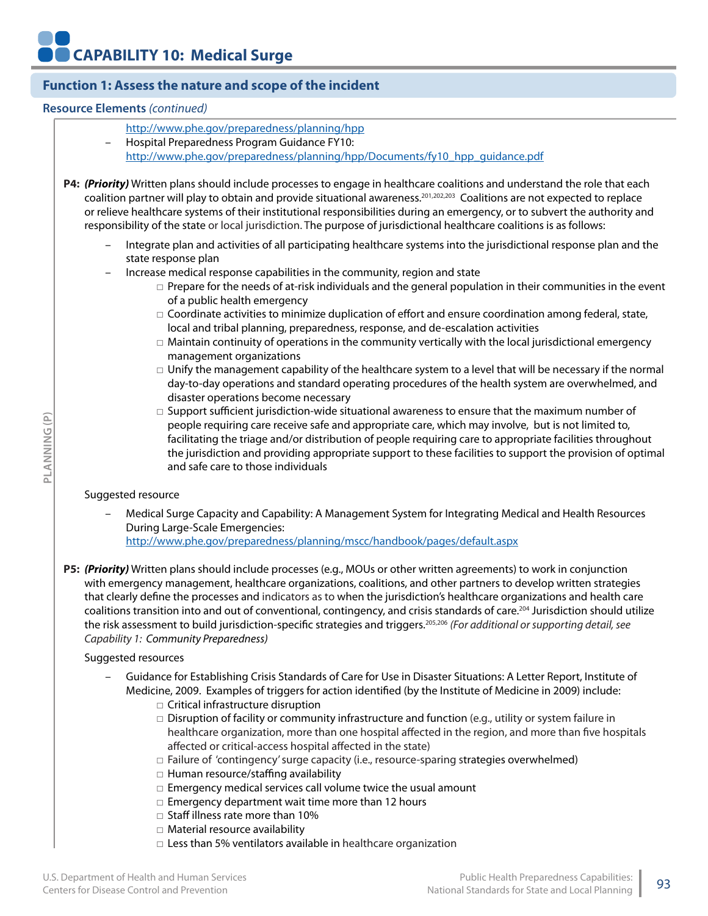# CAPABILITY 10: Medical Surge

## Function 1: Assess the nature and scope of the incident

### Resource Elements *(continued)*

- http://www.phe.gov/preparedness/planning/hpp
- Hospital Preparedness Program Guidance FY10: http://www.phe.gov/preparedness/planning/hpp/Documents/fy10_hpp_guidance.pdf

**P4:** ***(Priority)*** Written plans should include processes to engage in healthcare coalitions and understand the role that each coalition partner will play to obtain and provide situational awareness.[201,202,203] Coalitions are not expected to replace or relieve healthcare systems of their institutional responsibilities during an emergency, or to subvert the authority and responsibility of the state or local jurisdiction. The purpose of jurisdictional healthcare coalitions is as follows:

- Integrate plan and activities of all participating healthcare systems into the jurisdictional response plan and the state response plan
- Increase medical response capabilities in the community, region and state
  - Prepare for the needs of at-risk individuals and the general population in their communities in the event of a public health emergency
  - Coordinate activities to minimize duplication of effort and ensure coordination among federal, state, local and tribal planning, preparedness, response, and de-escalation activities
  - Maintain continuity of operations in the community vertically with the local jurisdictional emergency management organizations
  - Unify the management capability of the healthcare system to a level that will be necessary if the normal day-to-day operations and standard operating procedures of the health system are overwhelmed, and disaster operations become necessary
  - Support sufficient jurisdiction-wide situational awareness to ensure that the maximum number of people requiring care receive safe and appropriate care, which may involve, but is not limited to, facilitating the triage and/or distribution of people requiring care to appropriate facilities throughout the jurisdiction and providing appropriate support to these facilities to support the provision of optimal and safe care to those individuals

Suggested resource

- Medical Surge Capacity and Capability: A Management System for Integrating Medical and Health Resources During Large-Scale Emergencies: http://www.phe.gov/preparedness/planning/mscc/handbook/pages/default.aspx

**P5:** ***(Priority)*** Written plans should include processes (e.g., MOUs or other written agreements) to work in conjunction with emergency management, healthcare organizations, coalitions, and other partners to develop written strategies that clearly define the processes and indicators as to when the jurisdiction's healthcare organizations and health care coalitions transition into and out of conventional, contingency, and crisis standards of care.[204] Jurisdiction should utilize the risk assessment to build jurisdiction-specific strategies and triggers.[205,206] *(For additional or supporting detail, see Capability 1: Community Preparedness)*

Suggested resources

- Guidance for Establishing Crisis Standards of Care for Use in Disaster Situations: A Letter Report, Institute of Medicine, 2009. Examples of triggers for action identified (by the Institute of Medicine in 2009) include:
  - Critical infrastructure disruption
  - Disruption of facility or community infrastructure and function (e.g., utility or system failure in healthcare organization, more than one hospital affected in the region, and more than five hospitals affected or critical-access hospital affected in the state)
  - Failure of 'contingency' surge capacity (i.e., resource-sparing strategies overwhelmed)
  - Human resource/staffing availability
  - Emergency medical services call volume twice the usual amount
  - Emergency department wait time more than 12 hours
  - Staff illness rate more than 10%
  - Material resource availability
  - Less than 5% ventilators available in healthcare organization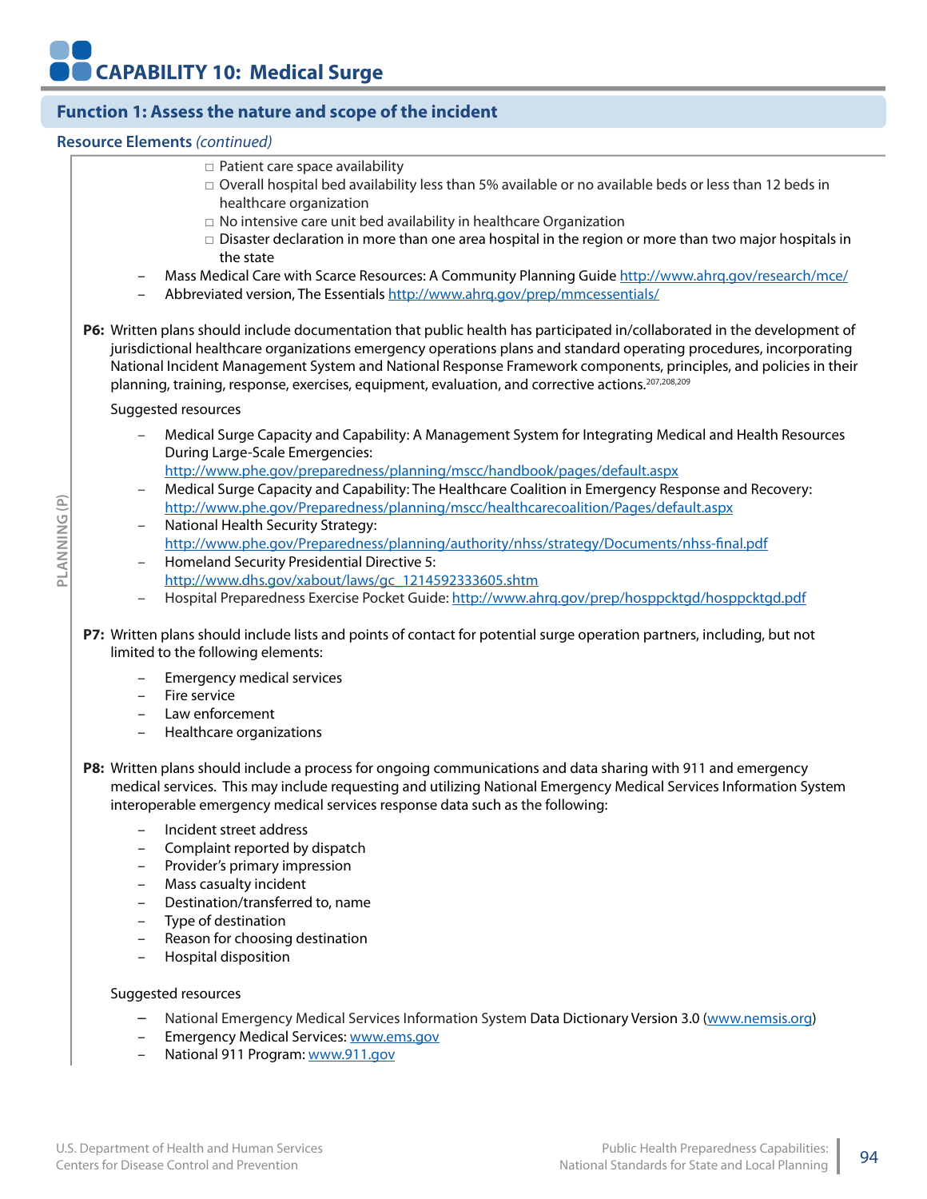# CAPABILITY 10: Medical Surge

## Function 1: Assess the nature and scope of the incident

### Resource Elements *(continued)*

PLANNING (P)

- □ Patient care space availability
- □ Overall hospital bed availability less than 5% available or no available beds or less than 12 beds in healthcare organization
- □ No intensive care unit bed availability in healthcare Organization
- □ Disaster declaration in more than one area hospital in the region or more than two major hospitals in the state

- Mass Medical Care with Scarce Resources: A Community Planning Guide http://www.ahrq.gov/research/mce/
- Abbreviated version, The Essentials http://www.ahrq.gov/prep/mmcessentials/

**P6:** Written plans should include documentation that public health has participated in/collaborated in the development of jurisdictional healthcare organizations emergency operations plans and standard operating procedures, incorporating National Incident Management System and National Response Framework components, principles, and policies in their planning, training, response, exercises, equipment, evaluation, and corrective actions.[207,208,209]

Suggested resources

- Medical Surge Capacity and Capability: A Management System for Integrating Medical and Health Resources During Large-Scale Emergencies: http://www.phe.gov/preparedness/planning/mscc/handbook/pages/default.aspx
- Medical Surge Capacity and Capability: The Healthcare Coalition in Emergency Response and Recovery: http://www.phe.gov/Preparedness/planning/mscc/healthcarecoalition/Pages/default.aspx
- National Health Security Strategy: http://www.phe.gov/Preparedness/planning/authority/nhss/strategy/Documents/nhss-final.pdf
- Homeland Security Presidential Directive 5: http://www.dhs.gov/xabout/laws/gc_1214592333605.shtm
- Hospital Preparedness Exercise Pocket Guide: http://www.ahrq.gov/prep/hosppcktgd/hosppcktgd.pdf

**P7:** Written plans should include lists and points of contact for potential surge operation partners, including, but not limited to the following elements:

- Emergency medical services
- Fire service
- Law enforcement
- Healthcare organizations

**P8:** Written plans should include a process for ongoing communications and data sharing with 911 and emergency medical services. This may include requesting and utilizing National Emergency Medical Services Information System interoperable emergency medical services response data such as the following:

- Incident street address
- Complaint reported by dispatch
- Provider's primary impression
- Mass casualty incident
- Destination/transferred to, name
- Type of destination
- Reason for choosing destination
- Hospital disposition

Suggested resources

- National Emergency Medical Services Information System Data Dictionary Version 3.0 (www.nemsis.org)
- Emergency Medical Services: www.ems.gov
- National 911 Program: www.911.gov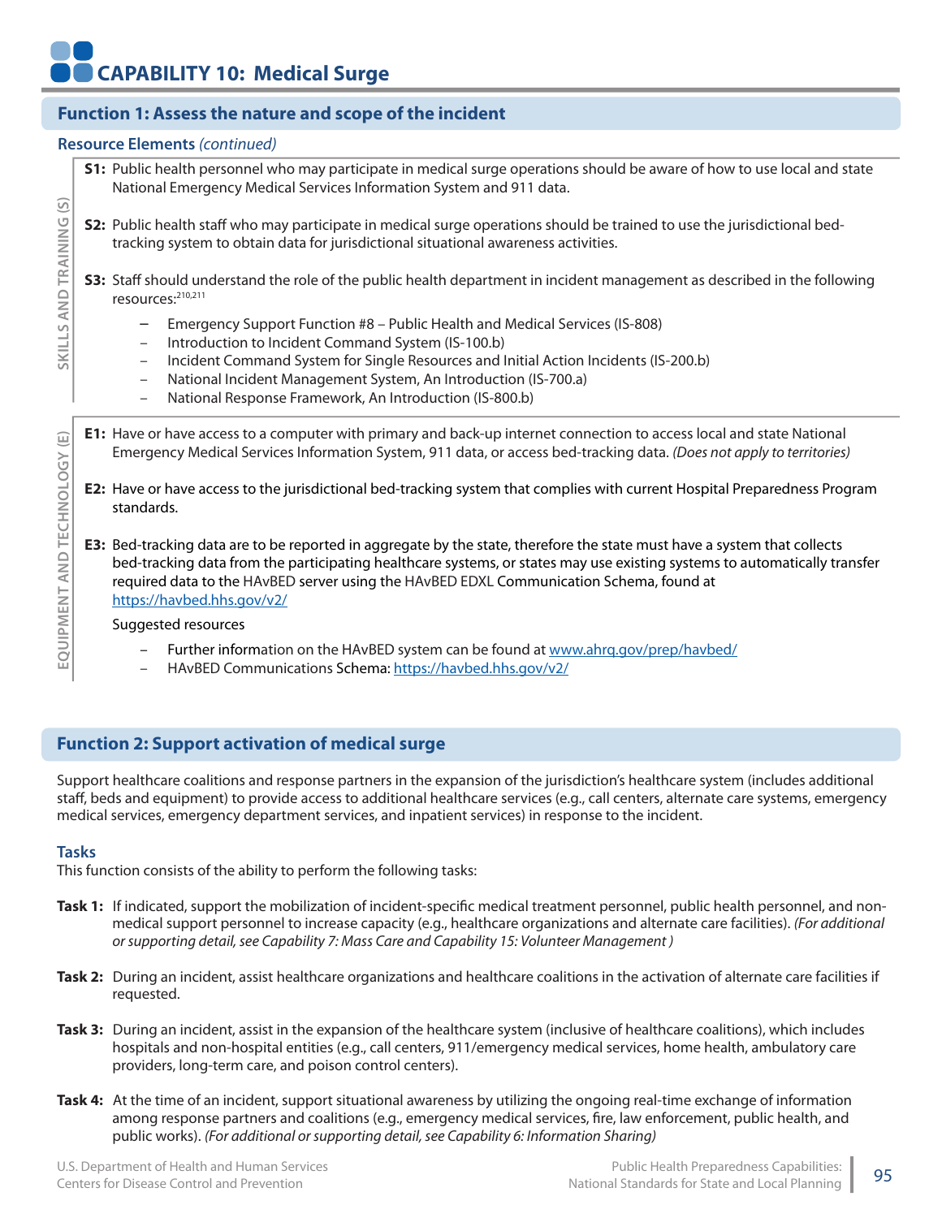# CAPABILITY 10: Medical Surge

## Function 1: Assess the nature and scope of the incident

### Resource Elements *(continued)*

**SKILLS AND TRAINING (S)**

**S1:** Public health personnel who may participate in medical surge operations should be aware of how to use local and state National Emergency Medical Services Information System and 911 data.

**S2:** Public health staff who may participate in medical surge operations should be trained to use the jurisdictional bed-tracking system to obtain data for jurisdictional situational awareness activities.

**S3:** Staff should understand the role of the public health department in incident management as described in the following resources:[210,211]

- Emergency Support Function #8 – Public Health and Medical Services (IS-808)
- Introduction to Incident Command System (IS-100.b)
- Incident Command System for Single Resources and Initial Action Incidents (IS-200.b)
- National Incident Management System, An Introduction (IS-700.a)
- National Response Framework, An Introduction (IS-800.b)

**EQUIPMENT AND TECHNOLOGY (E)**

**E1:** Have or have access to a computer with primary and back-up internet connection to access local and state National Emergency Medical Services Information System, 911 data, or access bed-tracking data. *(Does not apply to territories)*

**E2:** Have or have access to the jurisdictional bed-tracking system that complies with current Hospital Preparedness Program standards.

**E3:** Bed-tracking data are to be reported in aggregate by the state, therefore the state must have a system that collects bed-tracking data from the participating healthcare systems, or states may use existing systems to automatically transfer required data to the HAvBED server using the HAvBED EDXL Communication Schema, found at https://havbed.hhs.gov/v2/

Suggested resources

- Further information on the HAvBED system can be found at www.ahrq.gov/prep/havbed/
- HAvBED Communications Schema: https://havbed.hhs.gov/v2/

## Function 2: Support activation of medical surge

Support healthcare coalitions and response partners in the expansion of the jurisdiction's healthcare system (includes additional staff, beds and equipment) to provide access to additional healthcare services (e.g., call centers, alternate care systems, emergency medical services, emergency department services, and inpatient services) in response to the incident.

### Tasks

This function consists of the ability to perform the following tasks:

**Task 1:** If indicated, support the mobilization of incident-specific medical treatment personnel, public health personnel, and non-medical support personnel to increase capacity (e.g., healthcare organizations and alternate care facilities). *(For additional or supporting detail, see Capability 7: Mass Care and Capability 15: Volunteer Management )*

**Task 2:** During an incident, assist healthcare organizations and healthcare coalitions in the activation of alternate care facilities if requested.

**Task 3:** During an incident, assist in the expansion of the healthcare system (inclusive of healthcare coalitions), which includes hospitals and non-hospital entities (e.g., call centers, 911/emergency medical services, home health, ambulatory care providers, long-term care, and poison control centers).

**Task 4:** At the time of an incident, support situational awareness by utilizing the ongoing real-time exchange of information among response partners and coalitions (e.g., emergency medical services, fire, law enforcement, public health, and public works). *(For additional or supporting detail, see Capability 6: Information Sharing)*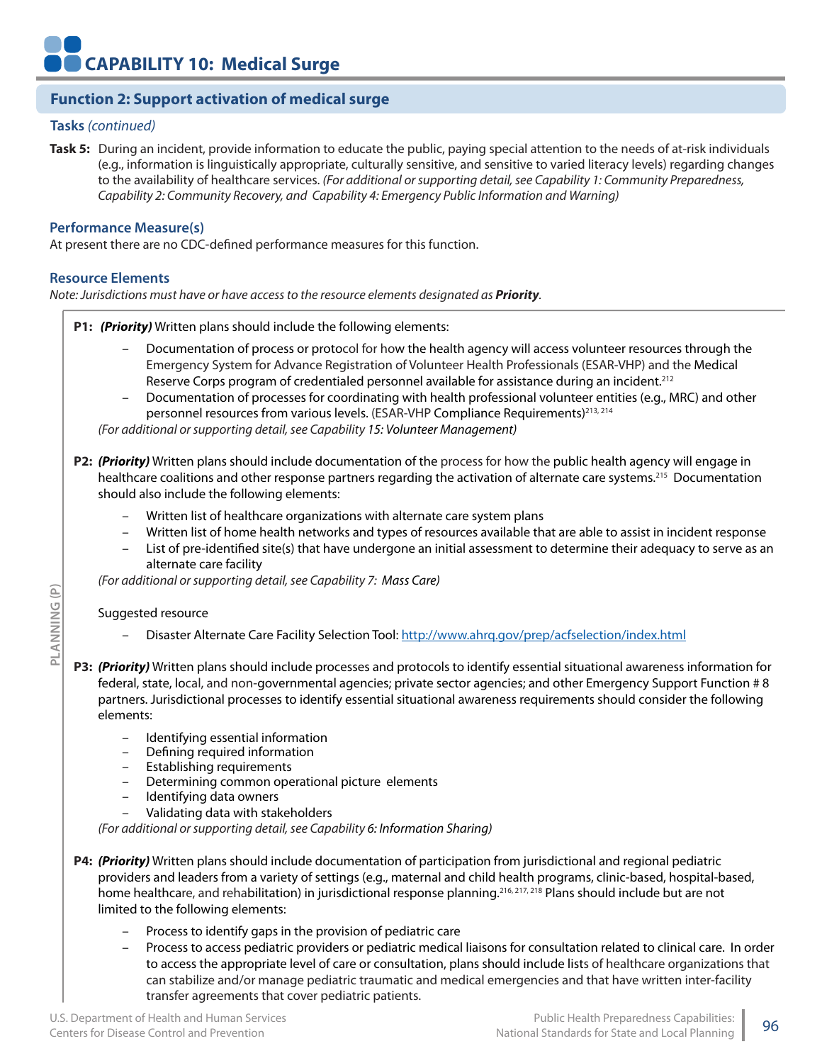# CAPABILITY 10: Medical Surge

## Function 2: Support activation of medical surge

### Tasks *(continued)*

**Task 5:** During an incident, provide information to educate the public, paying special attention to the needs of at-risk individuals (e.g., information is linguistically appropriate, culturally sensitive, and sensitive to varied literacy levels) regarding changes to the availability of healthcare services. *(For additional or supporting detail, see Capability 1: Community Preparedness, Capability 2: Community Recovery, and Capability 4: Emergency Public Information and Warning)*

### Performance Measure(s)

At present there are no CDC-defined performance measures for this function.

### Resource Elements

*Note: Jurisdictions must have or have access to the resource elements designated as **Priority**.*

PLANNING (P)

**P1:** ***(Priority)*** Written plans should include the following elements:

- Documentation of process or protocol for how the health agency will access volunteer resources through the Emergency System for Advance Registration of Volunteer Health Professionals (ESAR-VHP) and the Medical Reserve Corps program of credentialed personnel available for assistance during an incident.[212]
- Documentation of processes for coordinating with health professional volunteer entities (e.g., MRC) and other personnel resources from various levels. (ESAR-VHP Compliance Requirements)[213, 214]

*(For additional or supporting detail, see Capability 15: Volunteer Management)*

**P2:** ***(Priority)*** Written plans should include documentation of the process for how the public health agency will engage in healthcare coalitions and other response partners regarding the activation of alternate care systems.[215] Documentation should also include the following elements:

- Written list of healthcare organizations with alternate care system plans
- Written list of home health networks and types of resources available that are able to assist in incident response
- List of pre-identified site(s) that have undergone an initial assessment to determine their adequacy to serve as an alternate care facility

*(For additional or supporting detail, see Capability 7: Mass Care)*

Suggested resource

- Disaster Alternate Care Facility Selection Tool: http://www.ahrq.gov/prep/acfselection/index.html

**P3:** ***(Priority)*** Written plans should include processes and protocols to identify essential situational awareness information for federal, state, local, and non-governmental agencies; private sector agencies; and other Emergency Support Function # 8 partners. Jurisdictional processes to identify essential situational awareness requirements should consider the following elements:

- Identifying essential information
- Defining required information
- Establishing requirements
- Determining common operational picture elements
- Identifying data owners
- Validating data with stakeholders

*(For additional or supporting detail, see Capability 6: Information Sharing)*

**P4:** ***(Priority)*** Written plans should include documentation of participation from jurisdictional and regional pediatric providers and leaders from a variety of settings (e.g., maternal and child health programs, clinic-based, hospital-based, home healthcare, and rehabilitation) in jurisdictional response planning.[216, 217, 218] Plans should include but are not limited to the following elements:

- Process to identify gaps in the provision of pediatric care
- Process to access pediatric providers or pediatric medical liaisons for consultation related to clinical care. In order to access the appropriate level of care or consultation, plans should include lists of healthcare organizations that can stabilize and/or manage pediatric traumatic and medical emergencies and that have written inter-facility transfer agreements that cover pediatric patients.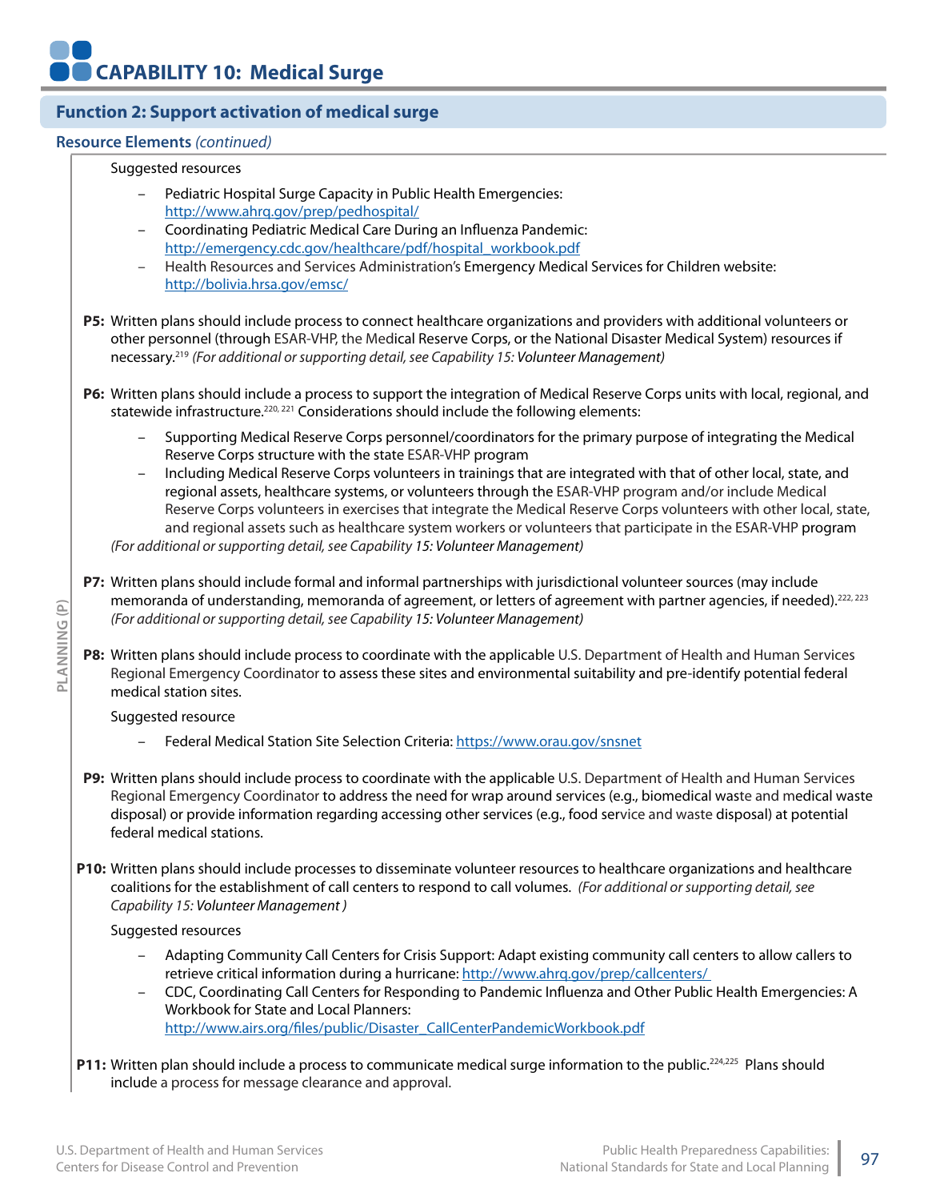# CAPABILITY 10: Medical Surge

## Function 2: Support activation of medical surge

### Resource Elements *(continued)*

PLANNING (P)

Suggested resources

- Pediatric Hospital Surge Capacity in Public Health Emergencies: http://www.ahrq.gov/prep/pedhospital/
- Coordinating Pediatric Medical Care During an Influenza Pandemic: http://emergency.cdc.gov/healthcare/pdf/hospital_workbook.pdf
- Health Resources and Services Administration's Emergency Medical Services for Children website: http://bolivia.hrsa.gov/emsc/

**P5:** Written plans should include process to connect healthcare organizations and providers with additional volunteers or other personnel (through ESAR-VHP, the Medical Reserve Corps, or the National Disaster Medical System) resources if necessary.[219] *(For additional or supporting detail, see Capability 15: Volunteer Management)*

**P6:** Written plans should include a process to support the integration of Medical Reserve Corps units with local, regional, and statewide infrastructure.[220, 221] Considerations should include the following elements:

- Supporting Medical Reserve Corps personnel/coordinators for the primary purpose of integrating the Medical Reserve Corps structure with the state ESAR-VHP program
- Including Medical Reserve Corps volunteers in trainings that are integrated with that of other local, state, and regional assets, healthcare systems, or volunteers through the ESAR-VHP program and/or include Medical Reserve Corps volunteers in exercises that integrate the Medical Reserve Corps volunteers with other local, state, and regional assets such as healthcare system workers or volunteers that participate in the ESAR-VHP program

*(For additional or supporting detail, see Capability 15: Volunteer Management)*

**P7:** Written plans should include formal and informal partnerships with jurisdictional volunteer sources (may include memoranda of understanding, memoranda of agreement, or letters of agreement with partner agencies, if needed).[222, 223] *(For additional or supporting detail, see Capability 15: Volunteer Management)*

**P8:** Written plans should include process to coordinate with the applicable U.S. Department of Health and Human Services Regional Emergency Coordinator to assess these sites and environmental suitability and pre-identify potential federal medical station sites.

Suggested resource

- Federal Medical Station Site Selection Criteria: https://www.orau.gov/snsnet

**P9:** Written plans should include process to coordinate with the applicable U.S. Department of Health and Human Services Regional Emergency Coordinator to address the need for wrap around services (e.g., biomedical waste and medical waste disposal) or provide information regarding accessing other services (e.g., food service and waste disposal) at potential federal medical stations.

**P10:** Written plans should include processes to disseminate volunteer resources to healthcare organizations and healthcare coalitions for the establishment of call centers to respond to call volumes. *(For additional or supporting detail, see Capability 15: Volunteer Management )*

Suggested resources

- Adapting Community Call Centers for Crisis Support: Adapt existing community call centers to allow callers to retrieve critical information during a hurricane: http://www.ahrq.gov/prep/callcenters/
- CDC, Coordinating Call Centers for Responding to Pandemic Influenza and Other Public Health Emergencies: A Workbook for State and Local Planners: http://www.airs.org/files/public/Disaster_CallCenterPandemicWorkbook.pdf

**P11:** Written plan should include a process to communicate medical surge information to the public.[224,225] Plans should include a process for message clearance and approval.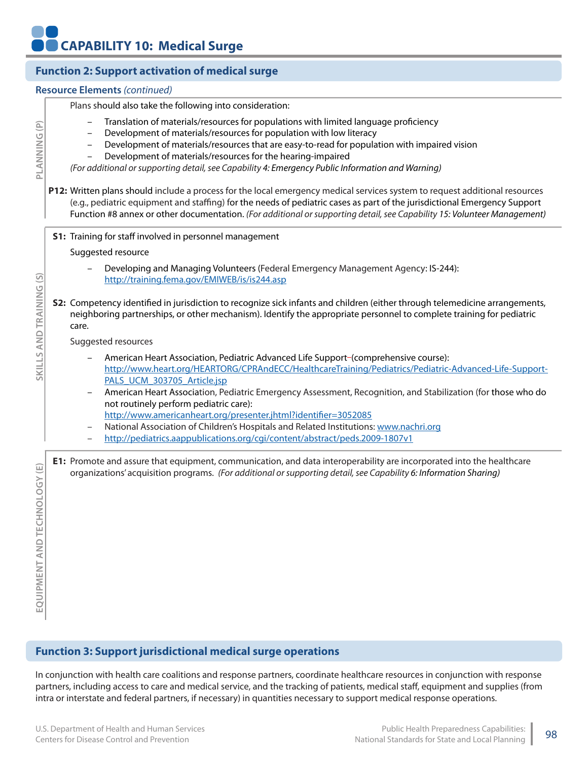# CAPABILITY 10: Medical Surge

## Function 2: Support activation of medical surge

### Resource Elements *(continued)*

**PLANNING (P)**

Plans should also take the following into consideration:

- Translation of materials/resources for populations with limited language proficiency
- Development of materials/resources for population with low literacy
- Development of materials/resources that are easy-to-read for population with impaired vision
- Development of materials/resources for the hearing-impaired

*(For additional or supporting detail, see Capability 4: Emergency Public Information and Warning)*

**P12:** Written plans should include a process for the local emergency medical services system to request additional resources (e.g., pediatric equipment and staffing) for the needs of pediatric cases as part of the jurisdictional Emergency Support Function #8 annex or other documentation. *(For additional or supporting detail, see Capability 15: Volunteer Management)*

**SKILLS AND TRAINING (S)**

**S1:** Training for staff involved in personnel management

Suggested resource

- Developing and Managing Volunteers (Federal Emergency Management Agency: IS-244): http://training.fema.gov/EMIWEB/is/is244.asp

**S2:** Competency identified in jurisdiction to recognize sick infants and children (either through telemedicine arrangements, neighboring partnerships, or other mechanism). Identify the appropriate personnel to complete training for pediatric care.

Suggested resources

- American Heart Association, Pediatric Advanced Life Support (comprehensive course): http://www.heart.org/HEARTORG/CPRAndECC/HealthcareTraining/Pediatrics/Pediatric-Advanced-Life-Support-PALS_UCM_303705_Article.jsp
- American Heart Association, Pediatric Emergency Assessment, Recognition, and Stabilization (for those who do not routinely perform pediatric care): http://www.americanheart.org/presenter.jhtml?identifier=3052085
- National Association of Children's Hospitals and Related Institutions: www.nachri.org
- http://pediatrics.aappublications.org/cgi/content/abstract/peds.2009-1807v1

**EQUIPMENT AND TECHNOLOGY (E)**

**E1:** Promote and assure that equipment, communication, and data interoperability are incorporated into the healthcare organizations' acquisition programs. *(For additional or supporting detail, see Capability 6: Information Sharing)*

## Function 3: Support jurisdictional medical surge operations

In conjunction with health care coalitions and response partners, coordinate healthcare resources in conjunction with response partners, including access to care and medical service, and the tracking of patients, medical staff, equipment and supplies (from intra or interstate and federal partners, if necessary) in quantities necessary to support medical response operations.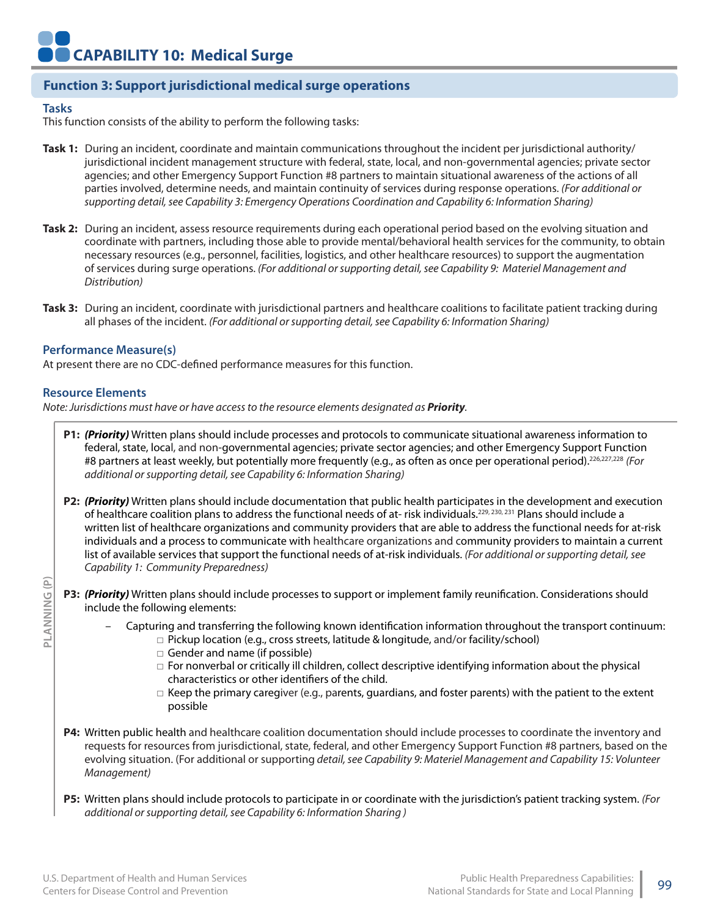# CAPABILITY 10: Medical Surge

## Function 3: Support jurisdictional medical surge operations

### Tasks

This function consists of the ability to perform the following tasks:

**Task 1:** During an incident, coordinate and maintain communications throughout the incident per jurisdictional authority/ jurisdictional incident management structure with federal, state, local, and non-governmental agencies; private sector agencies; and other Emergency Support Function #8 partners to maintain situational awareness of the actions of all parties involved, determine needs, and maintain continuity of services during response operations. *(For additional or supporting detail, see Capability 3: Emergency Operations Coordination and Capability 6: Information Sharing)*

**Task 2:** During an incident, assess resource requirements during each operational period based on the evolving situation and coordinate with partners, including those able to provide mental/behavioral health services for the community, to obtain necessary resources (e.g., personnel, facilities, logistics, and other healthcare resources) to support the augmentation of services during surge operations. *(For additional or supporting detail, see Capability 9: Materiel Management and Distribution)*

**Task 3:** During an incident, coordinate with jurisdictional partners and healthcare coalitions to facilitate patient tracking during all phases of the incident. *(For additional or supporting detail, see Capability 6: Information Sharing)*

### Performance Measure(s)

At present there are no CDC-defined performance measures for this function.

### Resource Elements

*Note: Jurisdictions must have or have access to the resource elements designated as **Priority**.*

PLANNING (P)

**P1:** ***(Priority)*** Written plans should include processes and protocols to communicate situational awareness information to federal, state, local, and non-governmental agencies; private sector agencies; and other Emergency Support Function #8 partners at least weekly, but potentially more frequently (e.g., as often as once per operational period).[226,227,228] *(For additional or supporting detail, see Capability 6: Information Sharing)*

**P2:** ***(Priority)*** Written plans should include documentation that public health participates in the development and execution of healthcare coalition plans to address the functional needs of at- risk individuals.[229, 230, 231] Plans should include a written list of healthcare organizations and community providers that are able to address the functional needs for at-risk individuals and a process to communicate with healthcare organizations and community providers to maintain a current list of available services that support the functional needs of at-risk individuals. *(For additional or supporting detail, see Capability 1: Community Preparedness)*

**P3:** ***(Priority)*** Written plans should include processes to support or implement family reunification. Considerations should include the following elements:

- Capturing and transferring the following known identification information throughout the transport continuum:
  - □ Pickup location (e.g., cross streets, latitude & longitude, and/or facility/school)
  - □ Gender and name (if possible)
  - □ For nonverbal or critically ill children, collect descriptive identifying information about the physical characteristics or other identifiers of the child.
  - □ Keep the primary caregiver (e.g., parents, guardians, and foster parents) with the patient to the extent possible

**P4:** Written public health and healthcare coalition documentation should include processes to coordinate the inventory and requests for resources from jurisdictional, state, federal, and other Emergency Support Function #8 partners, based on the evolving situation. (For additional or supporting *detail, see Capability 9: Materiel Management and Capability 15: Volunteer Management)*

**P5:** Written plans should include protocols to participate in or coordinate with the jurisdiction's patient tracking system. *(For additional or supporting detail, see Capability 6: Information Sharing )*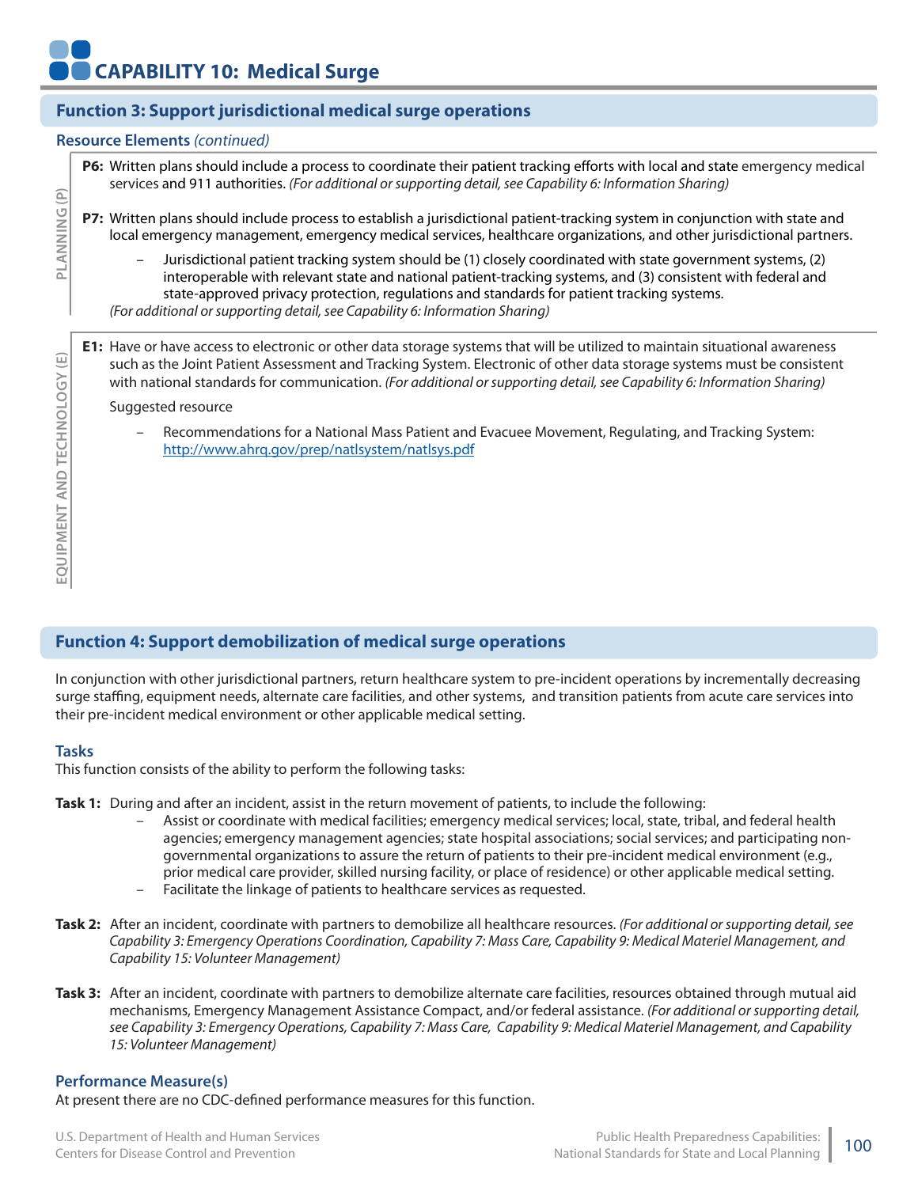# CAPABILITY 10: Medical Surge

## Function 3: Support jurisdictional medical surge operations

### Resource Elements *(continued)*

**PLANNING (P)**

**P6:** Written plans should include a process to coordinate their patient tracking efforts with local and state emergency medical services and 911 authorities. *(For additional or supporting detail, see Capability 6: Information Sharing)*

**P7:** Written plans should include process to establish a jurisdictional patient-tracking system in conjunction with state and local emergency management, emergency medical services, healthcare organizations, and other jurisdictional partners.

- Jurisdictional patient tracking system should be (1) closely coordinated with state government systems, (2) interoperable with relevant state and national patient-tracking systems, and (3) consistent with federal and state-approved privacy protection, regulations and standards for patient tracking systems.

*(For additional or supporting detail, see Capability 6: Information Sharing)*

**EQUIPMENT AND TECHNOLOGY (E)**

**E1:** Have or have access to electronic or other data storage systems that will be utilized to maintain situational awareness such as the Joint Patient Assessment and Tracking System. Electronic of other data storage systems must be consistent with national standards for communication. *(For additional or supporting detail, see Capability 6: Information Sharing)*

Suggested resource

- Recommendations for a National Mass Patient and Evacuee Movement, Regulating, and Tracking System: http://www.ahrq.gov/prep/natlsystem/natlsys.pdf

## Function 4: Support demobilization of medical surge operations

In conjunction with other jurisdictional partners, return healthcare system to pre-incident operations by incrementally decreasing surge staffing, equipment needs, alternate care facilities, and other systems, and transition patients from acute care services into their pre-incident medical environment or other applicable medical setting.

### Tasks

This function consists of the ability to perform the following tasks:

**Task 1:** During and after an incident, assist in the return movement of patients, to include the following:

- Assist or coordinate with medical facilities; emergency medical services; local, state, tribal, and federal health agencies; emergency management agencies; state hospital associations; social services; and participating non-governmental organizations to assure the return of patients to their pre-incident medical environment (e.g., prior medical care provider, skilled nursing facility, or place of residence) or other applicable medical setting.
- Facilitate the linkage of patients to healthcare services as requested.

**Task 2:** After an incident, coordinate with partners to demobilize all healthcare resources. *(For additional or supporting detail, see Capability 3: Emergency Operations Coordination, Capability 7: Mass Care, Capability 9: Medical Materiel Management, and Capability 15: Volunteer Management)*

**Task 3:** After an incident, coordinate with partners to demobilize alternate care facilities, resources obtained through mutual aid mechanisms, Emergency Management Assistance Compact, and/or federal assistance. *(For additional or supporting detail, see Capability 3: Emergency Operations, Capability 7: Mass Care, Capability 9: Medical Materiel Management, and Capability 15: Volunteer Management)*

### Performance Measure(s)

At present there are no CDC-defined performance measures for this function.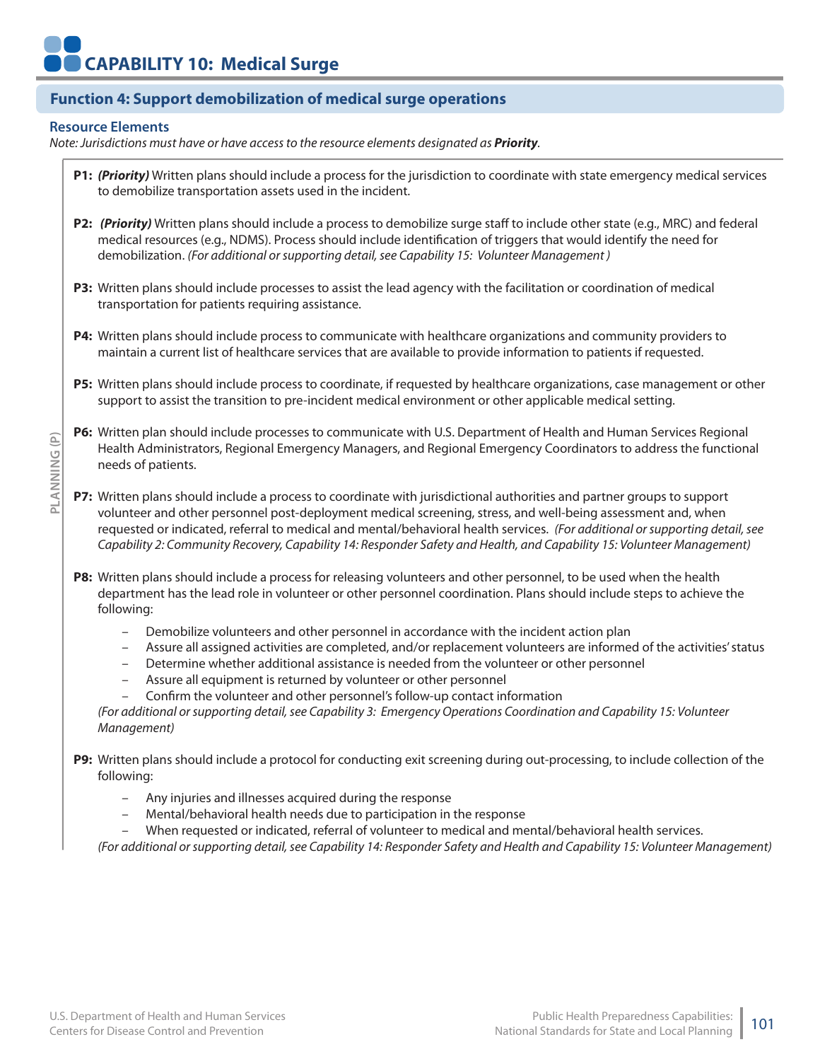# CAPABILITY 10: Medical Surge

## Function 4: Support demobilization of medical surge operations

### Resource Elements

*Note: Jurisdictions must have or have access to the resource elements designated as **Priority**.*

PLANNING (P)

**P1:** ***(Priority)*** Written plans should include a process for the jurisdiction to coordinate with state emergency medical services to demobilize transportation assets used in the incident.

**P2:** ***(Priority)*** Written plans should include a process to demobilize surge staff to include other state (e.g., MRC) and federal medical resources (e.g., NDMS). Process should include identification of triggers that would identify the need for demobilization. *(For additional or supporting detail, see Capability 15: Volunteer Management )*

**P3:** Written plans should include processes to assist the lead agency with the facilitation or coordination of medical transportation for patients requiring assistance.

**P4:** Written plans should include process to communicate with healthcare organizations and community providers to maintain a current list of healthcare services that are available to provide information to patients if requested.

**P5:** Written plans should include process to coordinate, if requested by healthcare organizations, case management or other support to assist the transition to pre-incident medical environment or other applicable medical setting.

**P6:** Written plan should include processes to communicate with U.S. Department of Health and Human Services Regional Health Administrators, Regional Emergency Managers, and Regional Emergency Coordinators to address the functional needs of patients.

**P7:** Written plans should include a process to coordinate with jurisdictional authorities and partner groups to support volunteer and other personnel post-deployment medical screening, stress, and well-being assessment and, when requested or indicated, referral to medical and mental/behavioral health services. *(For additional or supporting detail, see Capability 2: Community Recovery, Capability 14: Responder Safety and Health, and Capability 15: Volunteer Management)*

**P8:** Written plans should include a process for releasing volunteers and other personnel, to be used when the health department has the lead role in volunteer or other personnel coordination. Plans should include steps to achieve the following:

- Demobilize volunteers and other personnel in accordance with the incident action plan
- Assure all assigned activities are completed, and/or replacement volunteers are informed of the activities' status
- Determine whether additional assistance is needed from the volunteer or other personnel
- Assure all equipment is returned by volunteer or other personnel
- Confirm the volunteer and other personnel's follow-up contact information

*(For additional or supporting detail, see Capability 3: Emergency Operations Coordination and Capability 15: Volunteer Management)*

**P9:** Written plans should include a protocol for conducting exit screening during out-processing, to include collection of the following:

- Any injuries and illnesses acquired during the response
- Mental/behavioral health needs due to participation in the response
- When requested or indicated, referral of volunteer to medical and mental/behavioral health services.

*(For additional or supporting detail, see Capability 14: Responder Safety and Health and Capability 15: Volunteer Management)*